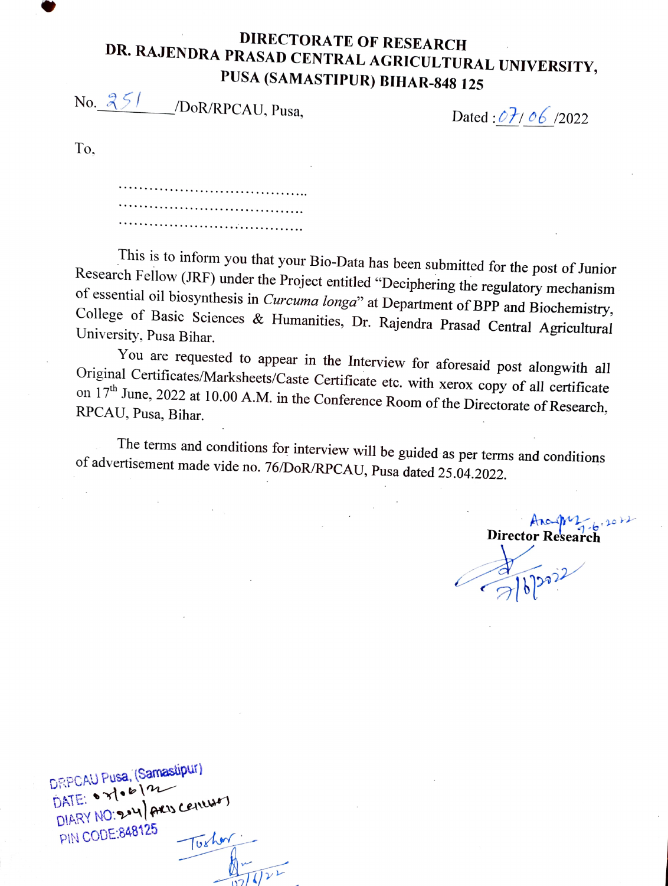# DIRECTORATE OF RESEARCH

## DR. RAJENDRA PRASAD CENTRAL AGRICULTURAL UNIVERSITY, PUSA (SAMASTIPUR) BIHAR-848 125

No. 251 /DoR/RPCAU, Pusa, Dated : 07/ 06 /2022

To,

.....................................
.....................................
.....................................

This is to inform you that your Bio-Data has been submitted for the post of Junior Research Fellow (JRF) under the Project entitled "Deciphering the regulatory mechanism of essential oil biosynthesis in *Curcuma longa*" at Department of BPP and Biochemistry, College of Basic Sciences & Humanities, Dr. Rajendra Prasad Central Agricultural University, Pusa Bihar.

You are requested to appear in the Interview for aforesaid post alongwith all Original Certificates/Marksheets/Caste Certificate etc. with xerox copy of all certificate on 17th June, 2022 at 10.00 A.M. in the Conference Room of the Directorate of Research, RPCAU, Pusa, Bihar.

The terms and conditions for interview will be guided as per terms and conditions of advertisement made vide no. 76/DoR/RPCAU, Pusa dated 25.04.2022.

7.6.2022

**Director Research**

7/6/2022

DRPCAU Pusa, (Samastipur)
DATE: 07/06/22
DIARY NO: 204
PIN CODE:848125

Tushar
07/6/22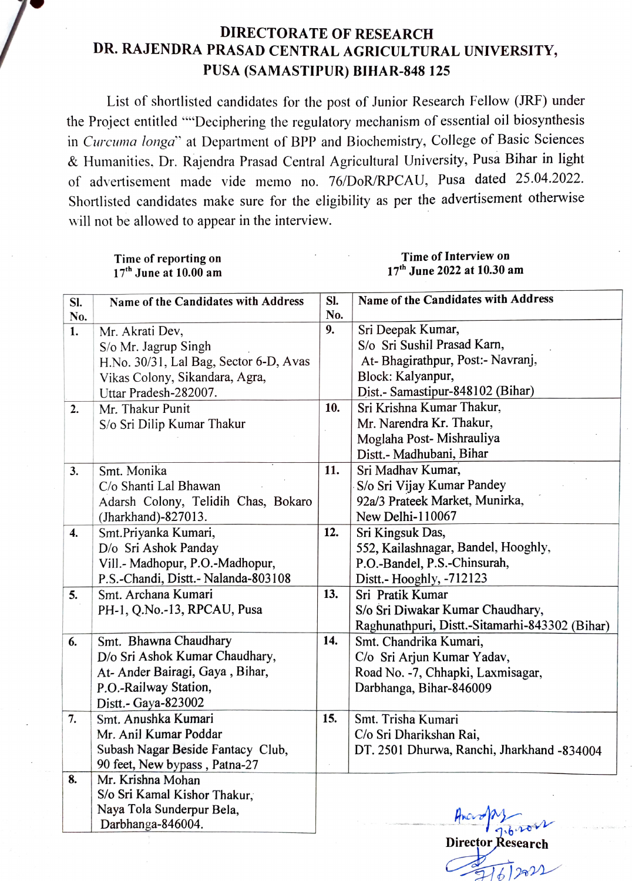# DIRECTORATE OF RESEARCH
# DR. RAJENDRA PRASAD CENTRAL AGRICULTURAL UNIVERSITY, PUSA (SAMASTIPUR) BIHAR-848 125

List of shortlisted candidates for the post of Junior Research Fellow (JRF) under the Project entitled ""Deciphering the regulatory mechanism of essential oil biosynthesis in *Curcuma longa*" at Department of BPP and Biochemistry, College of Basic Sciences & Humanities, Dr. Rajendra Prasad Central Agricultural University, Pusa Bihar in light of advertisement made vide memo no. 76/DoR/RPCAU, Pusa dated 25.04.2022. Shortlisted candidates make sure for the eligibility as per the advertisement otherwise will not be allowed to appear in the interview.

**Time of reporting on 17th June at 10.00 am**

**Time of Interview on 17th June 2022 at 10.30 am**

| Sl. No. | Name of the Candidates with Address | Sl. No. | Name of the Candidates with Address |
|---|---|---|---|
| **1.** | Mr. Akrati Dev, S/o Mr. Jagrup Singh H.No. 30/31, Lal Bag, Sector 6-D, Avas Vikas Colony, Sikandara, Agra, Uttar Pradesh-282007. | **9.** | Sri Deepak Kumar, S/o Sri Sushil Prasad Karn, At- Bhagirathpur, Post:- Navranj, Block: Kalyanpur, Dist.- Samastipur-848102 (Bihar) |
| **2.** | Mr. Thakur Punit S/o Sri Dilip Kumar Thakur | **10.** | Sri Krishna Kumar Thakur, Mr. Narendra Kr. Thakur, Moglaha Post- Mishrauliya Distt.- Madhubani, Bihar |
| **3.** | Smt. Monika C/o Shanti Lal Bhawan Adarsh Colony, Telidih Chas, Bokaro (Jharkhand)-827013. | **11.** | Sri Madhav Kumar, S/o Sri Vijay Kumar Pandey 92a/3 Prateek Market, Munirka, New Delhi-110067 |
| **4.** | Smt.Priyanka Kumari, D/o Sri Ashok Panday Vill.- Madhopur, P.O.-Madhopur, P.S.-Chandi, Distt.- Nalanda-803108 | **12.** | Sri Kingsuk Das, 552, Kailashnagar, Bandel, Hooghly, P.O.-Bandel, P.S.-Chinsurah, Distt.- Hooghly, -712123 |
| **5.** | Smt. Archana Kumari PH-1, Q.No.-13, RPCAU, Pusa | **13.** | Sri Pratik Kumar S/o Sri Diwakar Kumar Chaudhary, Raghunathpuri, Distt.-Sitamarhi-843302 (Bihar) |
| **6.** | Smt. Bhawna Chaudhary D/o Sri Ashok Kumar Chaudhary, At- Ander Bairagi, Gaya , Bihar, P.O.-Railway Station, Distt.- Gaya-823002 | **14.** | Smt. Chandrika Kumari, C/o Sri Arjun Kumar Yadav, Road No. -7, Chhapki, Laxmisagar, Darbhanga, Bihar-846009 |
| **7.** | Smt. Anushka Kumari Mr. Anil Kumar Poddar Subash Nagar Beside Fantacy Club, 90 feet, New bypass , Patna-27 | **15.** | Smt. Trisha Kumari C/o Sri Dharikshan Rai, DT. 2501 Dhurwa, Ranchi, Jharkhand -834004 |
| **8.** | Mr. Krishna Mohan S/o Sri Kamal Kishor Thakur, Naya Tola Sunderpur Bela, Darbhanga-846004. | | |

7.6.2022

**Director Research**

7/6/2022